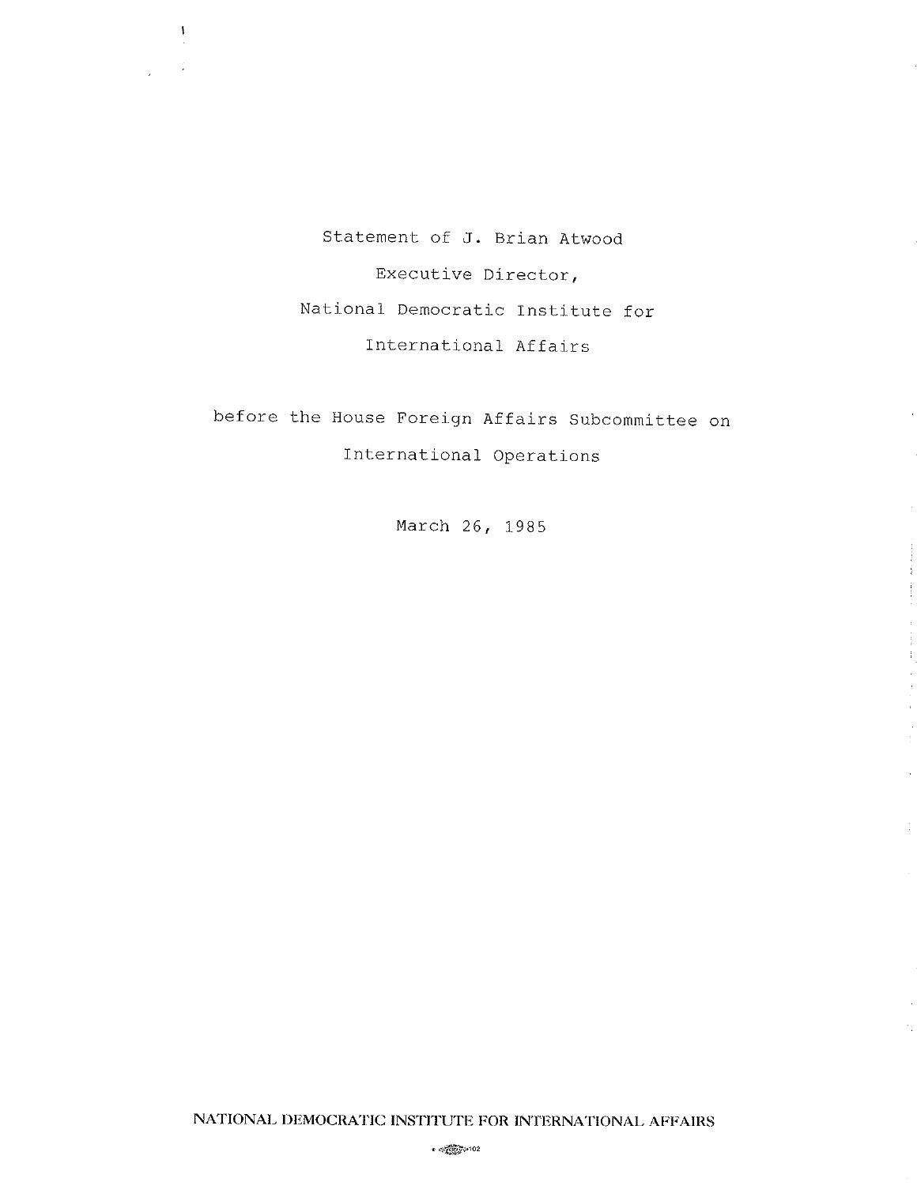Statement of J. Brian Atwood

Executive Director,

National Democratic Institute for

International Affairs

before the House Foreign Affairs Subcommittee on

International Operations

March 26, 1985

NATIONAL DEMOCRATIC INSTITUTE FOR INTERNATIONAL AFFAIRS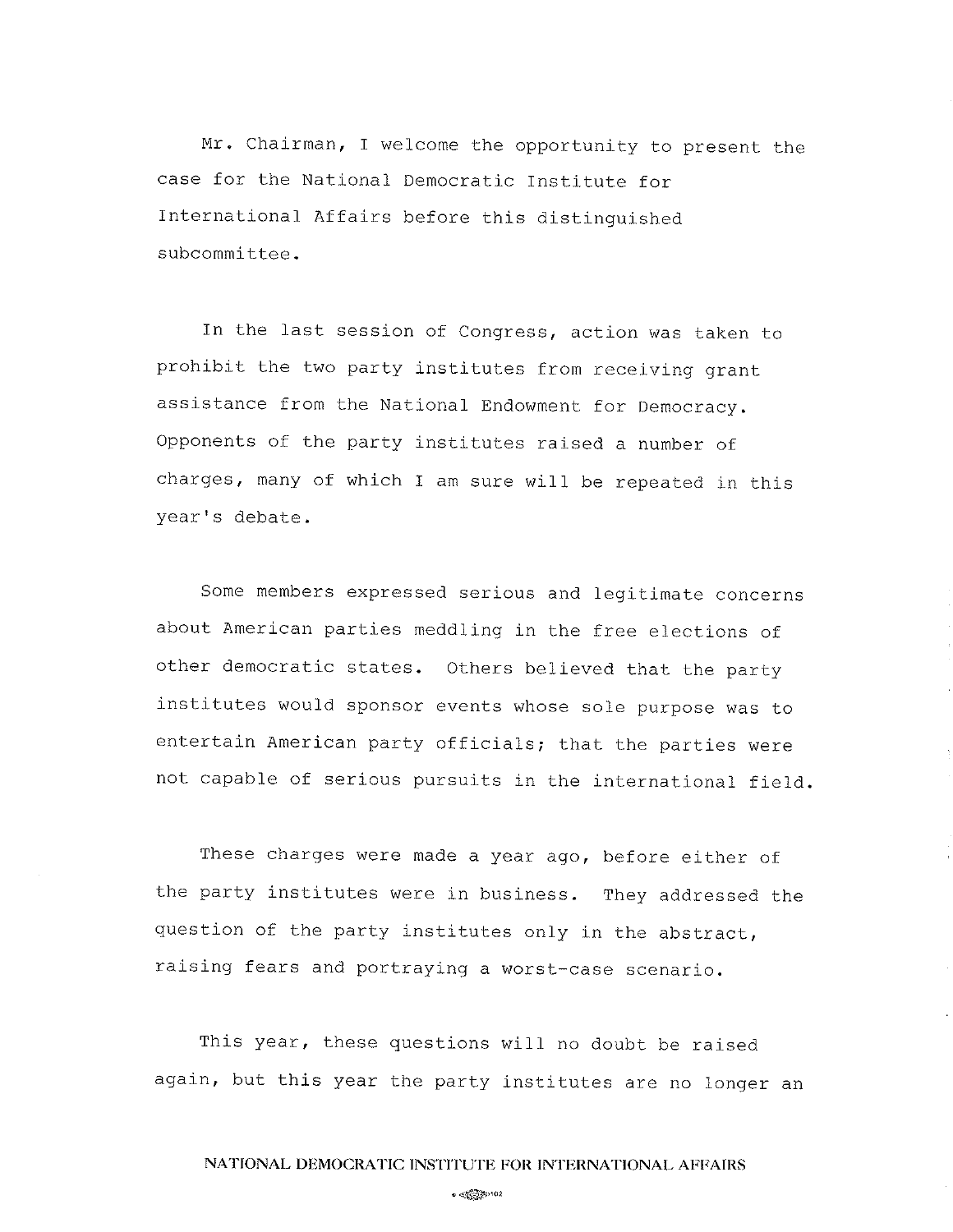Mr. Chairman, I welcome the opportunity to present the case for the National Democratic Institute for International Affairs before this distinguished subcommittee.

In the last session of Congress, action was taken to prohibit the two party institutes from receiving grant assistance from the National Endowment for Democracy. Opponents of the party institutes raised a number of charges, many of which I am sure will be repeated in this year's debate.

Some members expressed serious and legitimate concerns about American parties meddling in the free elections of other democratic states. Others believed that the party institutes would sponsor events whose sole purpose was to entertain American party officials; that the parties were not capable of serious pursuits in the international field.

These charges were made a year ago, before either of the party institutes were in business. They addressed the question of the party institutes only in the abstract, raising fears and portraying a worst-case scenario.

This year, these questions will no doubt be raised again, but this year the party institutes are no longer an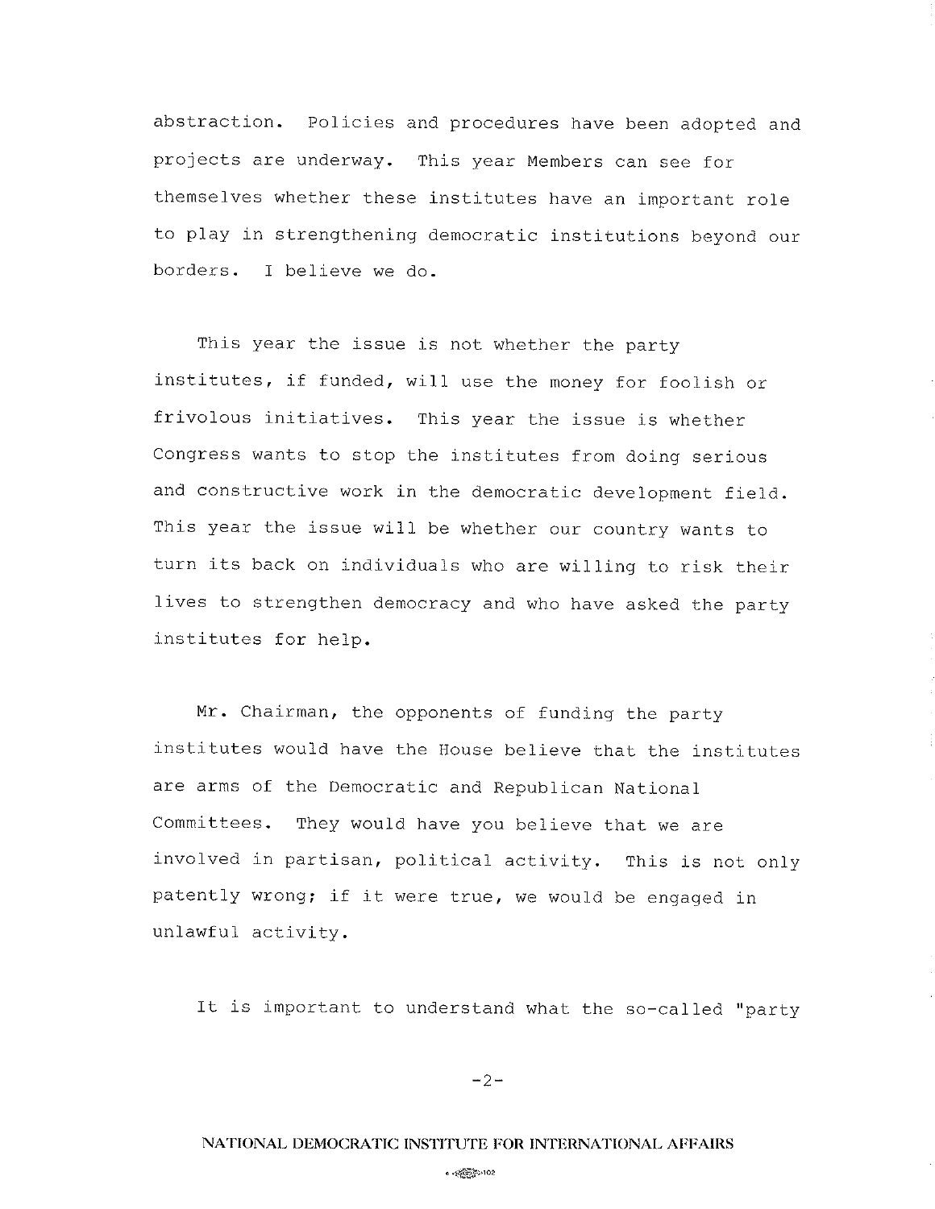abstraction. Policies and procedures have been adopted and projects are underway. This year Members can see for themselves whether these institutes have an important role to play in strengthening democratic institutions beyond our borders. I believe we do.

This year the issue is not whether the party institutes, if funded, will use the money for foolish or frivolous initiatives. This year the issue is whether Congress wants to stop the institutes from doing serious and constructive work in the democratic development field. This year the issue will be whether our country wants to turn its back on individuals who are willing to risk their lives to strengthen democracy and who have asked the party institutes for help.

Mr. Chairman, the opponents of funding the party institutes would have the House believe that the institutes are arms of the Democratic and Republican National Committees. They would have you believe that we are involved in partisan, political activity. This is not only patently wrong; if it were true, we would be engaged in unlawful activity.

It is important to understand what the so-called "party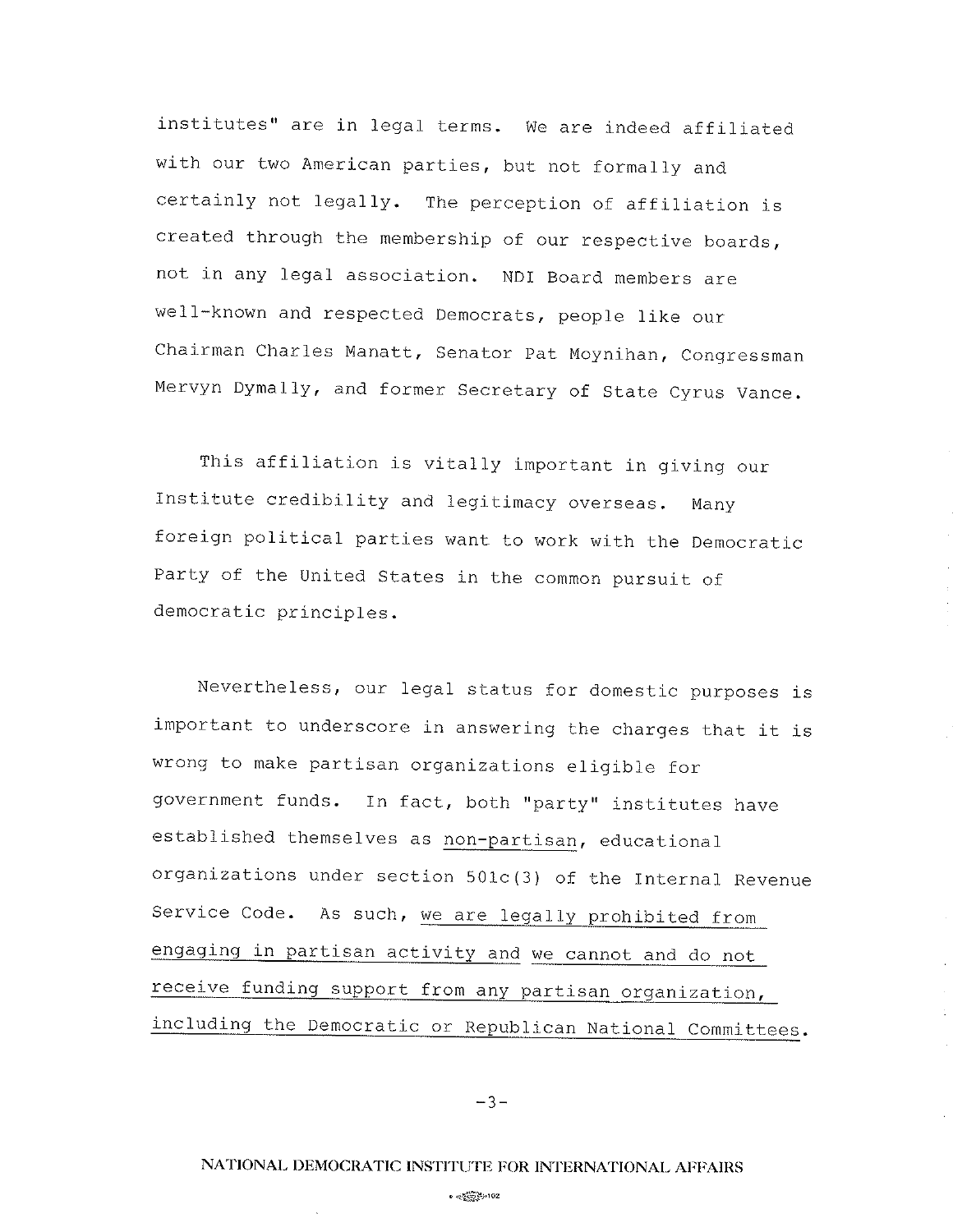institutes" are in legal terms. We are indeed affiliated with our two American parties, but not formally and certainly not legally. The perception of affiliation is created through the membership of our respective boards, not in any legal association. NDI Board members are well-known and respected Democrats, people like our Chairman Charles Manatt, Senator Pat Moynihan, Congressman Mervyn Dymally, and former Secretary of State Cyrus Vance.

This affiliation is vitally important in giving our Institute credibility and legitimacy overseas. Many foreign political parties want to work with the Democratic Party of the United States in the common pursuit of democratic principles.

Nevertheless, our legal status for domestic purposes is important to underscore in answering the charges that it is wrong to make partisan organizations eligible for government funds. In fact, both "party" institutes have established themselves as <u>non-partisan</u>, educational organizations under section 501c(3) of the Internal Revenue Service Code. As such, <u>we are legally prohibited from engaging in partisan activity</u> and <u>we cannot and do not receive funding support from any partisan organization, including the Democratic or Republican National Committees</u>.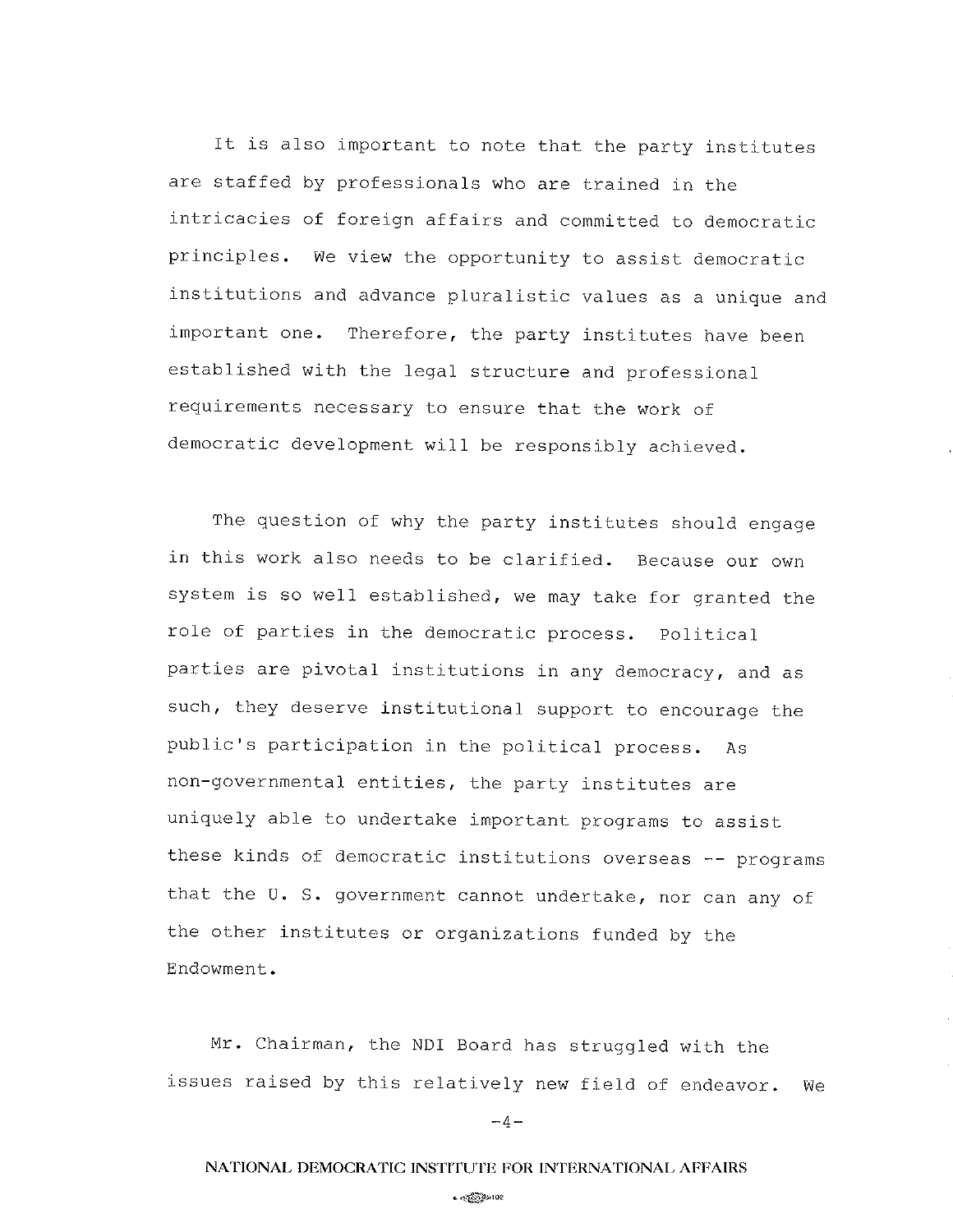It is also important to note that the party institutes are staffed by professionals who are trained in the intricacies of foreign affairs and committed to democratic principles. We view the opportunity to assist democratic institutions and advance pluralistic values as a unique and important one. Therefore, the party institutes have been established with the legal structure and professional requirements necessary to ensure that the work of democratic development will be responsibly achieved.

The question of why the party institutes should engage in this work also needs to be clarified. Because our own system is so well established, we may take for granted the role of parties in the democratic process. Political parties are pivotal institutions in any democracy, and as such, they deserve institutional support to encourage the public's participation in the political process. As non-governmental entities, the party institutes are uniquely able to undertake important programs to assist these kinds of democratic institutions overseas -- programs that the U. S. government cannot undertake, nor can any of the other institutes or organizations funded by the Endowment.

Mr. Chairman, the NDI Board has struggled with the issues raised by this relatively new field of endeavor. We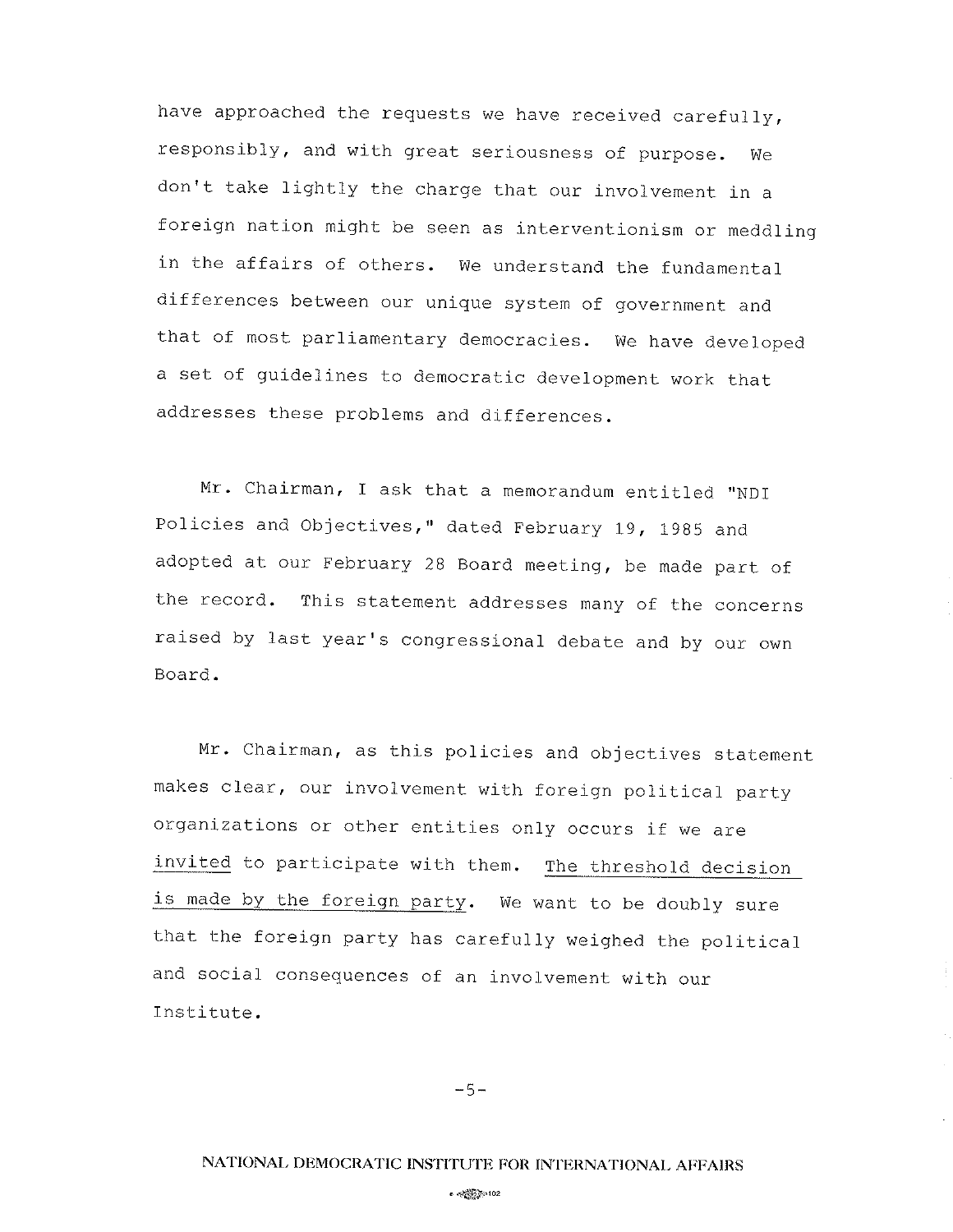have approached the requests we have received carefully, responsibly, and with great seriousness of purpose. We don't take lightly the charge that our involvement in a foreign nation might be seen as interventionism or meddling in the affairs of others. We understand the fundamental differences between our unique system of government and that of most parliamentary democracies. We have developed a set of guidelines to democratic development work that addresses these problems and differences.

Mr. Chairman, I ask that a memorandum entitled "NDI Policies and Objectives," dated February 19, 1985 and adopted at our February 28 Board meeting, be made part of the record. This statement addresses many of the concerns raised by last year's congressional debate and by our own Board.

Mr. Chairman, as this policies and objectives statement makes clear, our involvement with foreign political party organizations or other entities only occurs if we are <u>invited</u> to participate with them. <u>The threshold decision is made by the foreign party</u>. We want to be doubly sure that the foreign party has carefully weighed the political and social consequences of an involvement with our Institute.

NATIONAL DEMOCRATIC INSTITUTE FOR INTERNATIONAL AFFAIRS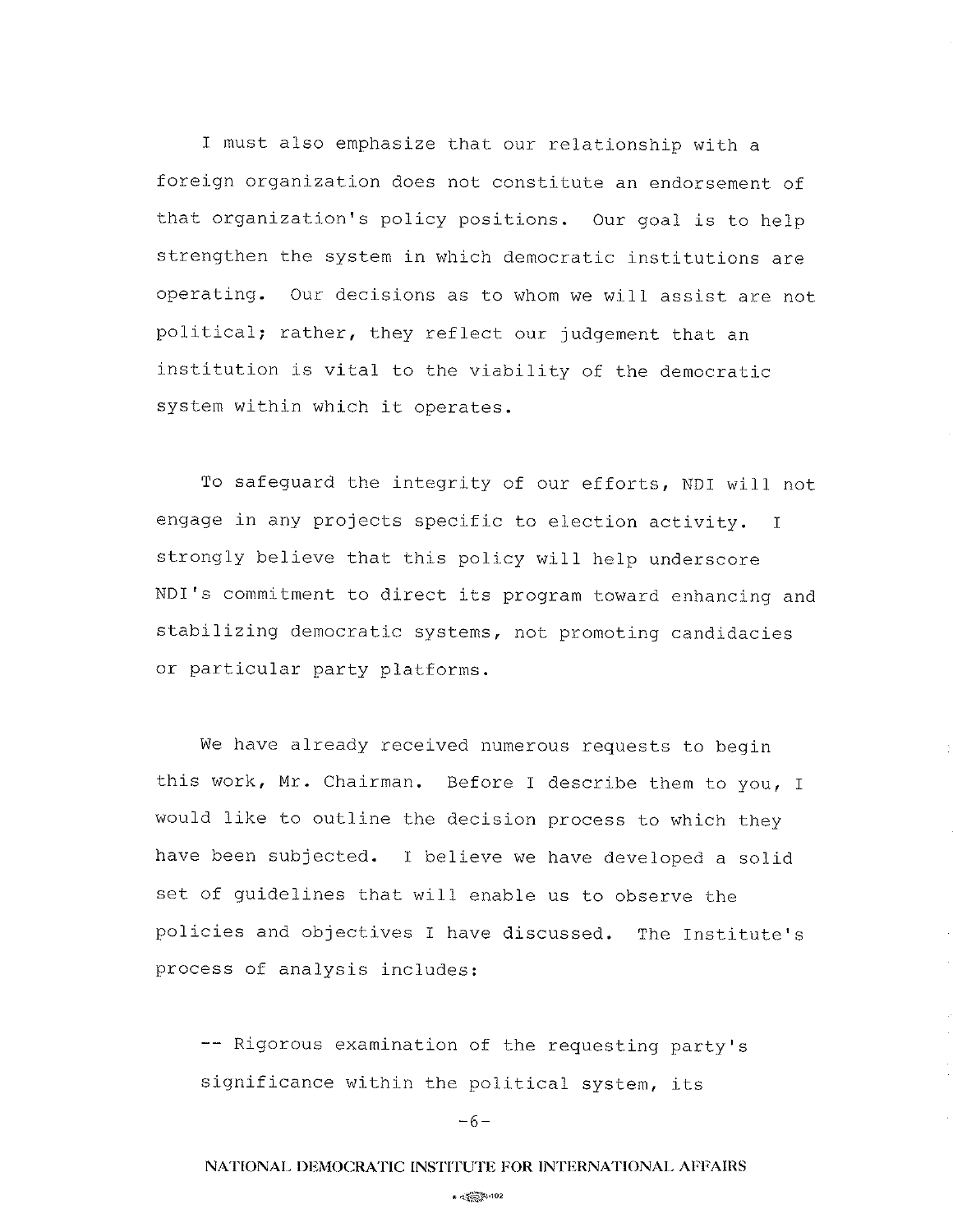I must also emphasize that our relationship with a foreign organization does not constitute an endorsement of that organization's policy positions. Our goal is to help strengthen the system in which democratic institutions are operating. Our decisions as to whom we will assist are not political; rather, they reflect our judgement that an institution is vital to the viability of the democratic system within which it operates.

To safeguard the integrity of our efforts, NDI will not engage in any projects specific to election activity. I strongly believe that this policy will help underscore NDI's commitment to direct its program toward enhancing and stabilizing democratic systems, not promoting candidacies or particular party platforms.

We have already received numerous requests to begin this work, Mr. Chairman. Before I describe them to you, I would like to outline the decision process to which they have been subjected. I believe we have developed a solid set of guidelines that will enable us to observe the policies and objectives I have discussed. The Institute's process of analysis includes:

-- Rigorous examination of the requesting party's significance within the political system, its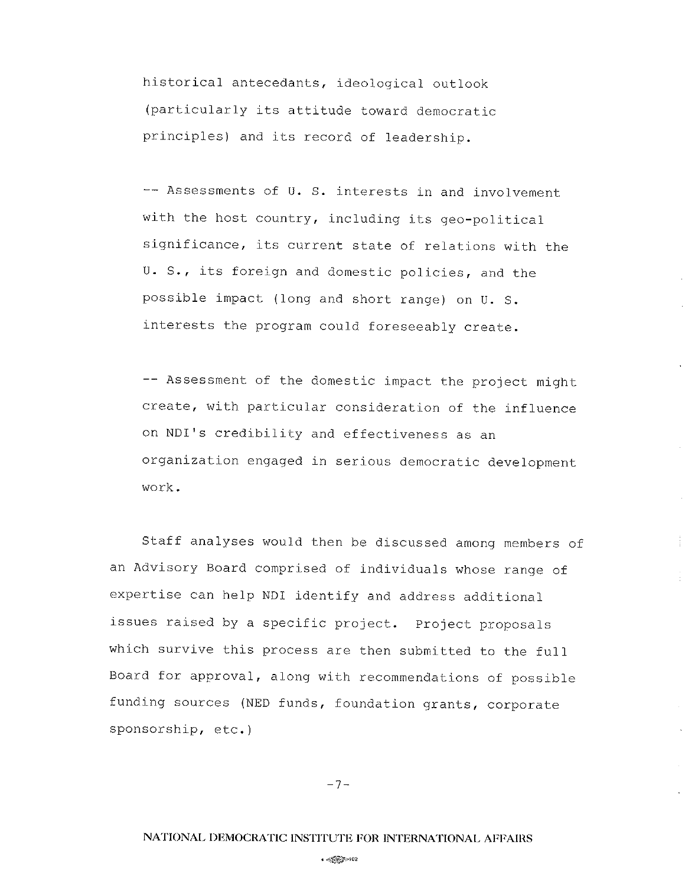historical antecedants, ideological outlook (particularly its attitude toward democratic principles) and its record of leadership.

-- Assessments of U. S. interests in and involvement with the host country, including its geo-political significance, its current state of relations with the U. S., its foreign and domestic policies, and the possible impact (long and short range) on U. S. interests the program could foreseeably create.

-- Assessment of the domestic impact the project might create, with particular consideration of the influence on NDI's credibility and effectiveness as an organization engaged in serious democratic development work.

Staff analyses would then be discussed among members of an Advisory Board comprised of individuals whose range of expertise can help NDI identify and address additional issues raised by a specific project. Project proposals which survive this process are then submitted to the full Board for approval, along with recommendations of possible funding sources (NED funds, foundation grants, corporate sponsorship, etc.)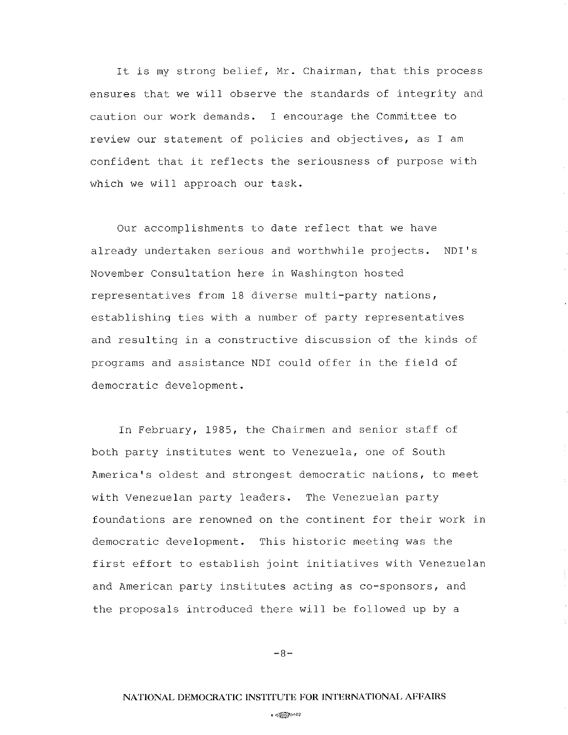It is my strong belief, Mr. Chairman, that this process ensures that we will observe the standards of integrity and caution our work demands. I encourage the Committee to review our statement of policies and objectives, as I am confident that it reflects the seriousness of purpose with which we will approach our task.

Our accomplishments to date reflect that we have already undertaken serious and worthwhile projects. NDI's November Consultation here in Washington hosted representatives from 18 diverse multi-party nations, establishing ties with a number of party representatives and resulting in a constructive discussion of the kinds of programs and assistance NDI could offer in the field of democratic development.

In February, 1985, the Chairmen and senior staff of both party institutes went to Venezuela, one of South America's oldest and strongest democratic nations, to meet with Venezuelan party leaders. The Venezuelan party foundations are renowned on the continent for their work in democratic development. This historic meeting was the first effort to establish joint initiatives with Venezuelan and American party institutes acting as co-sponsors, and the proposals introduced there will be followed up by a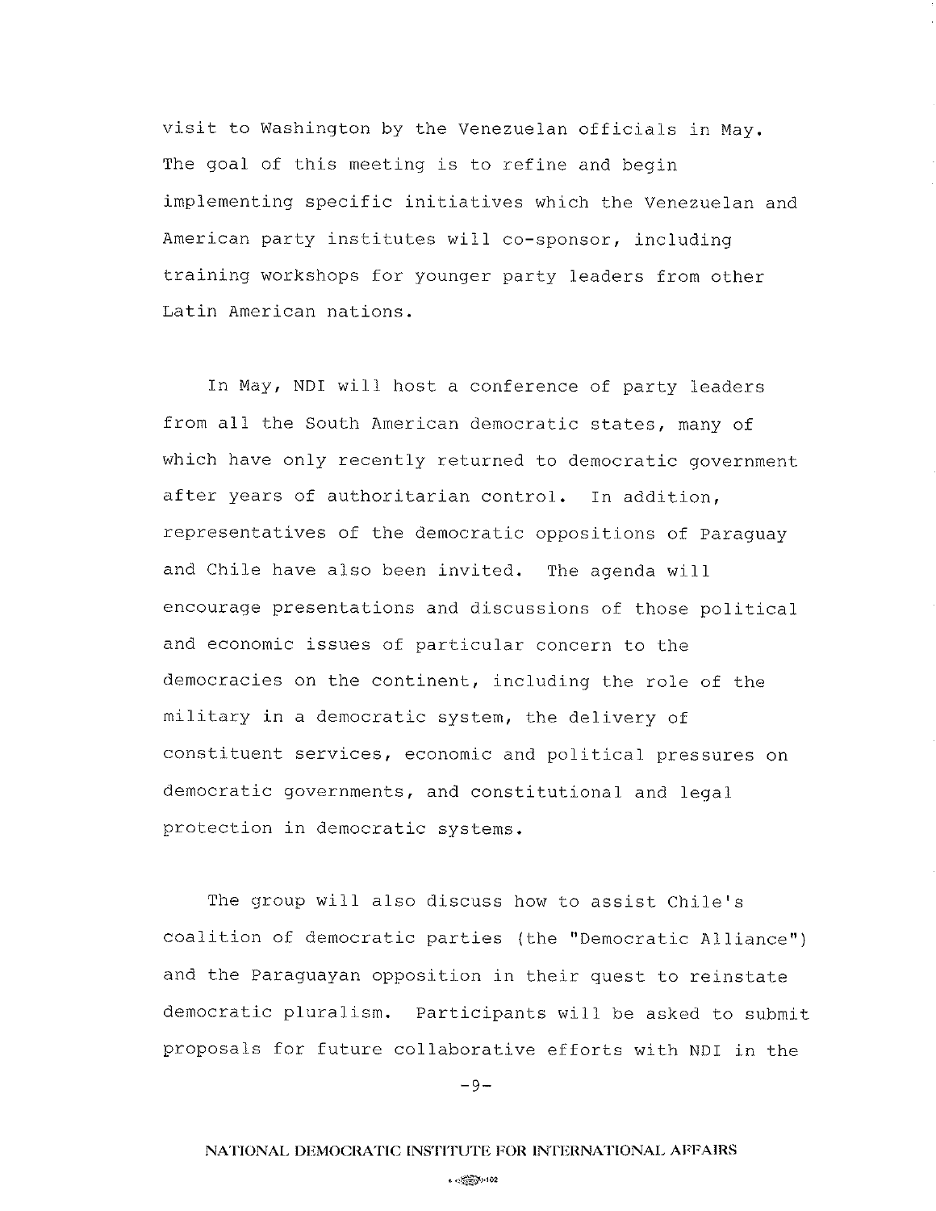visit to Washington by the Venezuelan officials in May. The goal of this meeting is to refine and begin implementing specific initiatives which the Venezuelan and American party institutes will co-sponsor, including training workshops for younger party leaders from other Latin American nations.

In May, NDI will host a conference of party leaders from all the South American democratic states, many of which have only recently returned to democratic government after years of authoritarian control. In addition, representatives of the democratic oppositions of Paraguay and Chile have also been invited. The agenda will encourage presentations and discussions of those political and economic issues of particular concern to the democracies on the continent, including the role of the military in a democratic system, the delivery of constituent services, economic and political pressures on democratic governments, and constitutional and legal protection in democratic systems.

The group will also discuss how to assist Chile's coalition of democratic parties (the "Democratic Alliance") and the Paraguayan opposition in their quest to reinstate democratic pluralism. Participants will be asked to submit proposals for future collaborative efforts with NDI in the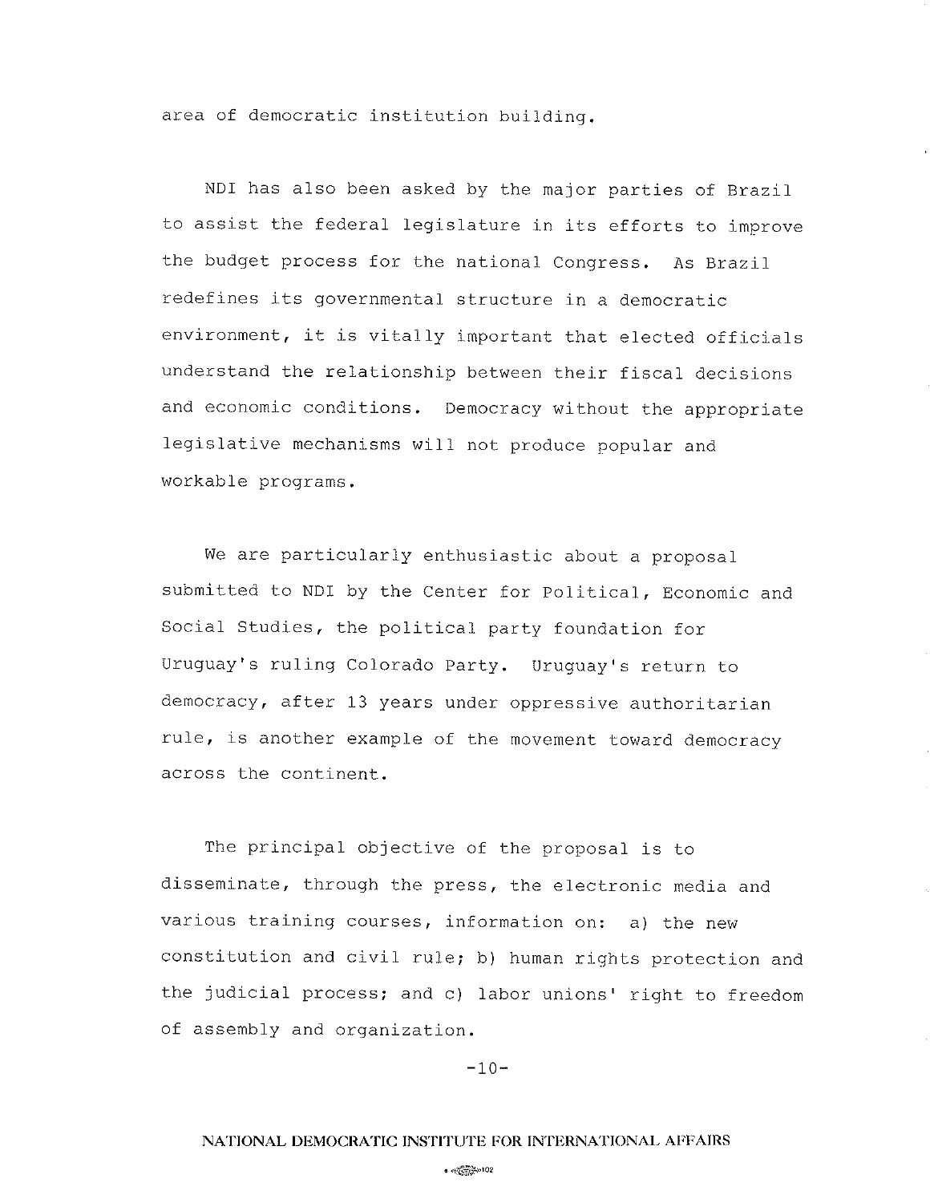area of democratic institution building.

NDI has also been asked by the major parties of Brazil to assist the federal legislature in its efforts to improve the budget process for the national Congress. As Brazil redefines its governmental structure in a democratic environment, it is vitally important that elected officials understand the relationship between their fiscal decisions and economic conditions. Democracy without the appropriate legislative mechanisms will not produce popular and workable programs.

We are particularly enthusiastic about a proposal submitted to NDI by the Center for Political, Economic and Social Studies, the political party foundation for Uruguay's ruling Colorado Party. Uruguay's return to democracy, after 13 years under oppressive authoritarian rule, is another example of the movement toward democracy across the continent.

The principal objective of the proposal is to disseminate, through the press, the electronic media and various training courses, information on: a) the new constitution and civil rule; b) human rights protection and the judicial process; and c) labor unions' right to freedom of assembly and organization.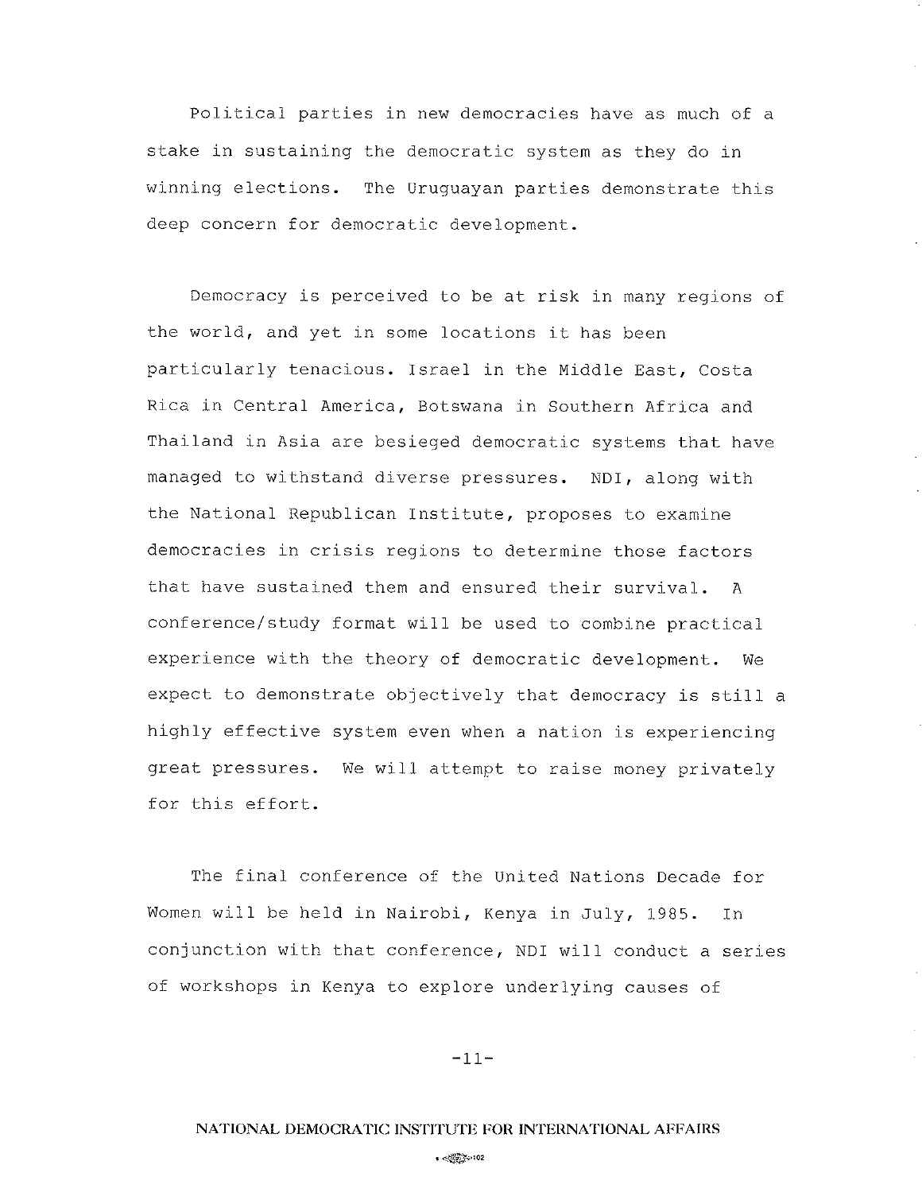Political parties in new democracies have as much of a stake in sustaining the democratic system as they do in winning elections. The Uruguayan parties demonstrate this deep concern for democratic development.

Democracy is perceived to be at risk in many regions of the world, and yet in some locations it has been particularly tenacious. Israel in the Middle East, Costa Rica in Central America, Botswana in Southern Africa and Thailand in Asia are besieged democratic systems that have managed to withstand diverse pressures. NDI, along with the National Republican Institute, proposes to examine democracies in crisis regions to determine those factors that have sustained them and ensured their survival. A conference/study format will be used to combine practical experience with the theory of democratic development. We expect to demonstrate objectively that democracy is still a highly effective system even when a nation is experiencing great pressures. We will attempt to raise money privately for this effort.

The final conference of the United Nations Decade for Women will be held in Nairobi, Kenya in July, 1985. In conjunction with that conference, NDI will conduct a series of workshops in Kenya to explore underlying causes of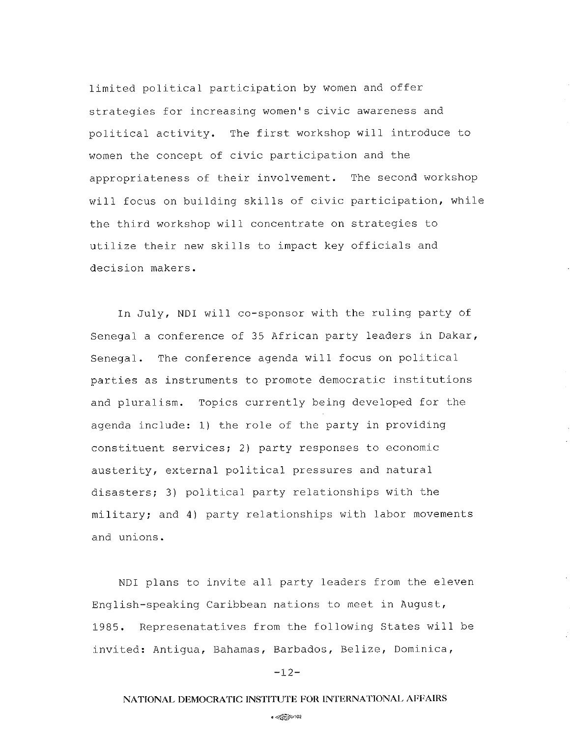limited political participation by women and offer strategies for increasing women's civic awareness and political activity. The first workshop will introduce to women the concept of civic participation and the appropriateness of their involvement. The second workshop will focus on building skills of civic participation, while the third workshop will concentrate on strategies to utilize their new skills to impact key officials and decision makers.

In July, NDI will co-sponsor with the ruling party of Senegal a conference of 35 African party leaders in Dakar, Senegal. The conference agenda will focus on political parties as instruments to promote democratic institutions and pluralism. Topics currently being developed for the agenda include: 1) the role of the party in providing constituent services; 2) party responses to economic austerity, external political pressures and natural disasters; 3) political party relationships with the military; and 4) party relationships with labor movements and unions.

NDI plans to invite all party leaders from the eleven English-speaking Caribbean nations to meet in August, 1985. Represenatatives from the following States will be invited: Antigua, Bahamas, Barbados, Belize, Dominica,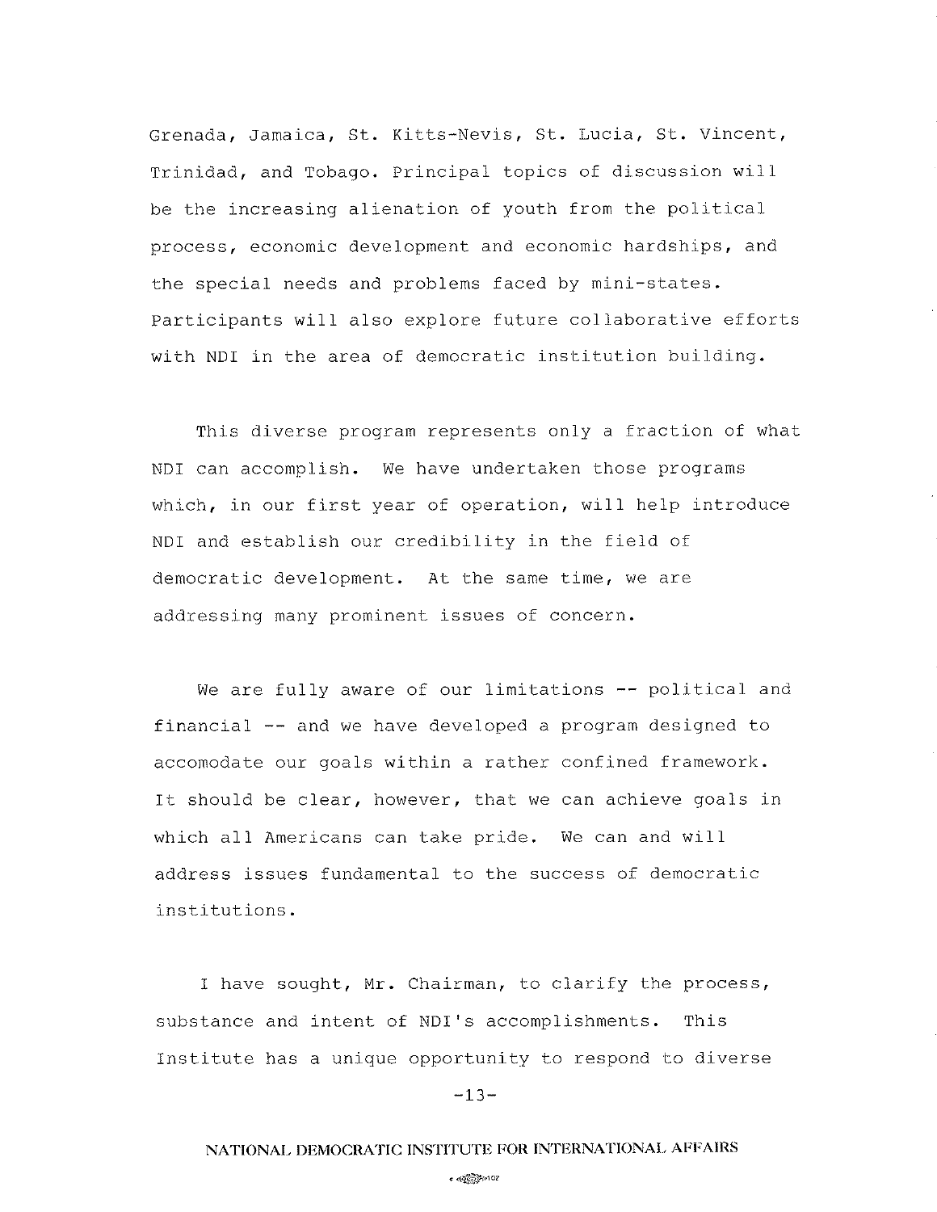Grenada, Jamaica, St. Kitts-Nevis, St. Lucia, St. Vincent, Trinidad, and Tobago. Principal topics of discussion will be the increasing alienation of youth from the political process, economic development and economic hardships, and the special needs and problems faced by mini-states. Participants will also explore future collaborative efforts with NDI in the area of democratic institution building.

This diverse program represents only a fraction of what NDI can accomplish. We have undertaken those programs which, in our first year of operation, will help introduce NDI and establish our credibility in the field of democratic development. At the same time, we are addressing many prominent issues of concern.

We are fully aware of our limitations -- political and financial -- and we have developed a program designed to accomodate our goals within a rather confined framework. It should be clear, however, that we can achieve goals in which all Americans can take pride. We can and will address issues fundamental to the success of democratic institutions.

I have sought, Mr. Chairman, to clarify the process, substance and intent of NDI's accomplishments. This Institute has a unique opportunity to respond to diverse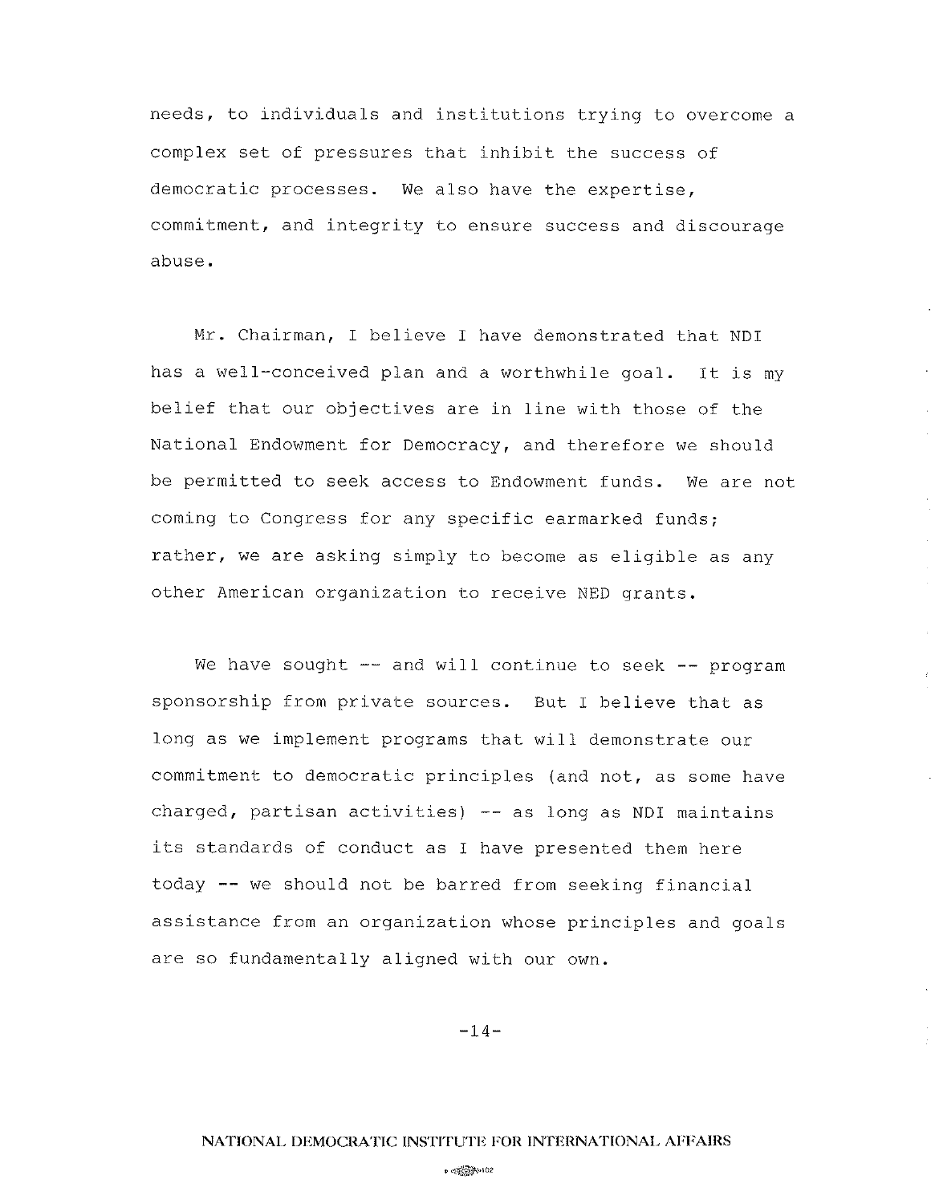needs, to individuals and institutions trying to overcome a complex set of pressures that inhibit the success of democratic processes. We also have the expertise, commitment, and integrity to ensure success and discourage abuse.

Mr. Chairman, I believe I have demonstrated that NDI has a well-conceived plan and a worthwhile goal. It is my belief that our objectives are in line with those of the National Endowment for Democracy, and therefore we should be permitted to seek access to Endowment funds. We are not coming to Congress for any specific earmarked funds; rather, we are asking simply to become as eligible as any other American organization to receive NED grants.

We have sought -- and will continue to seek -- program sponsorship from private sources. But I believe that as long as we implement programs that will demonstrate our commitment to democratic principles (and not, as some have charged, partisan activities) -- as long as NDI maintains its standards of conduct as I have presented them here today -- we should not be barred from seeking financial assistance from an organization whose principles and goals are so fundamentally aligned with our own.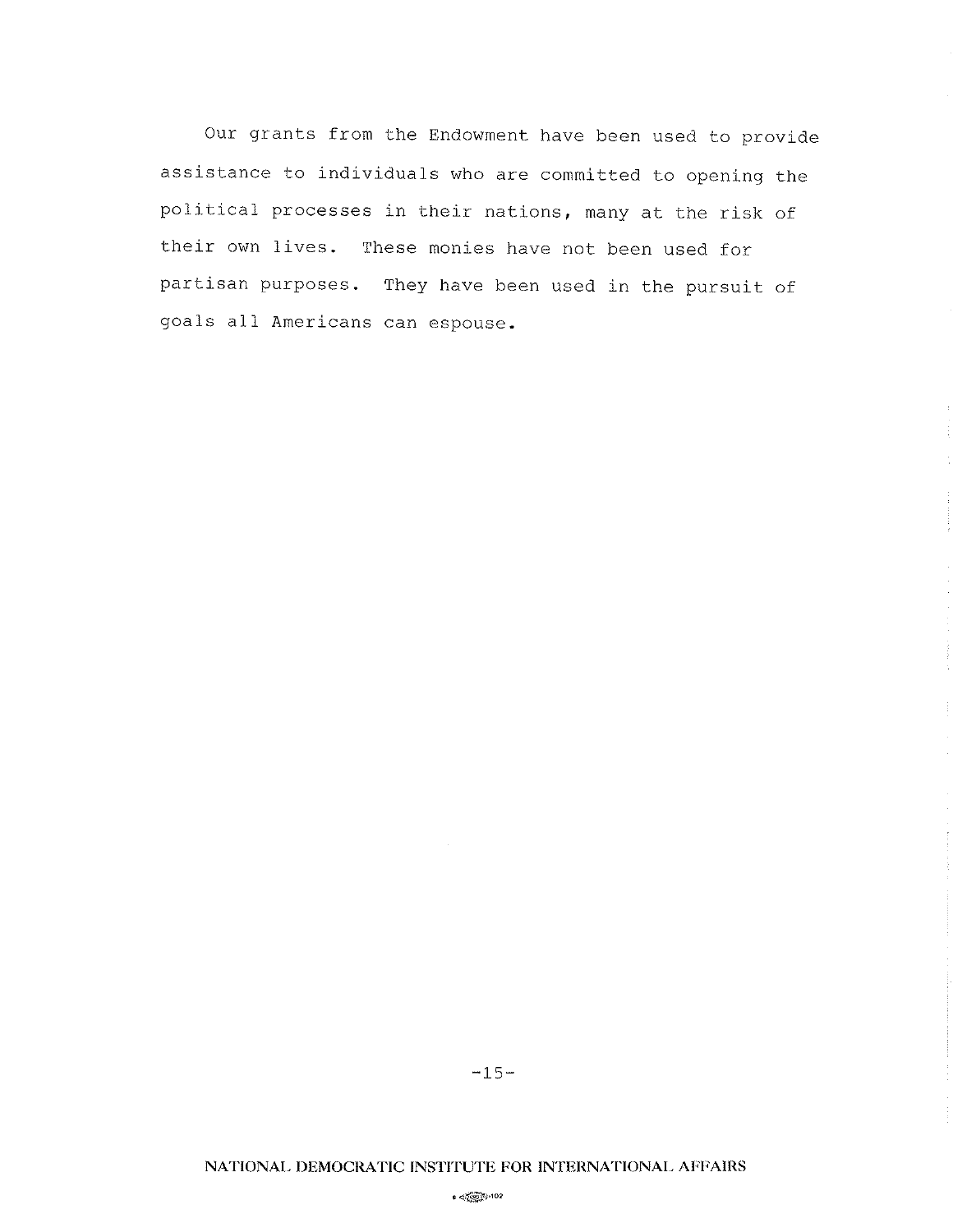Our grants from the Endowment have been used to provide assistance to individuals who are committed to opening the political processes in their nations, many at the risk of their own lives. These monies have not been used for partisan purposes. They have been used in the pursuit of goals all Americans can espouse.